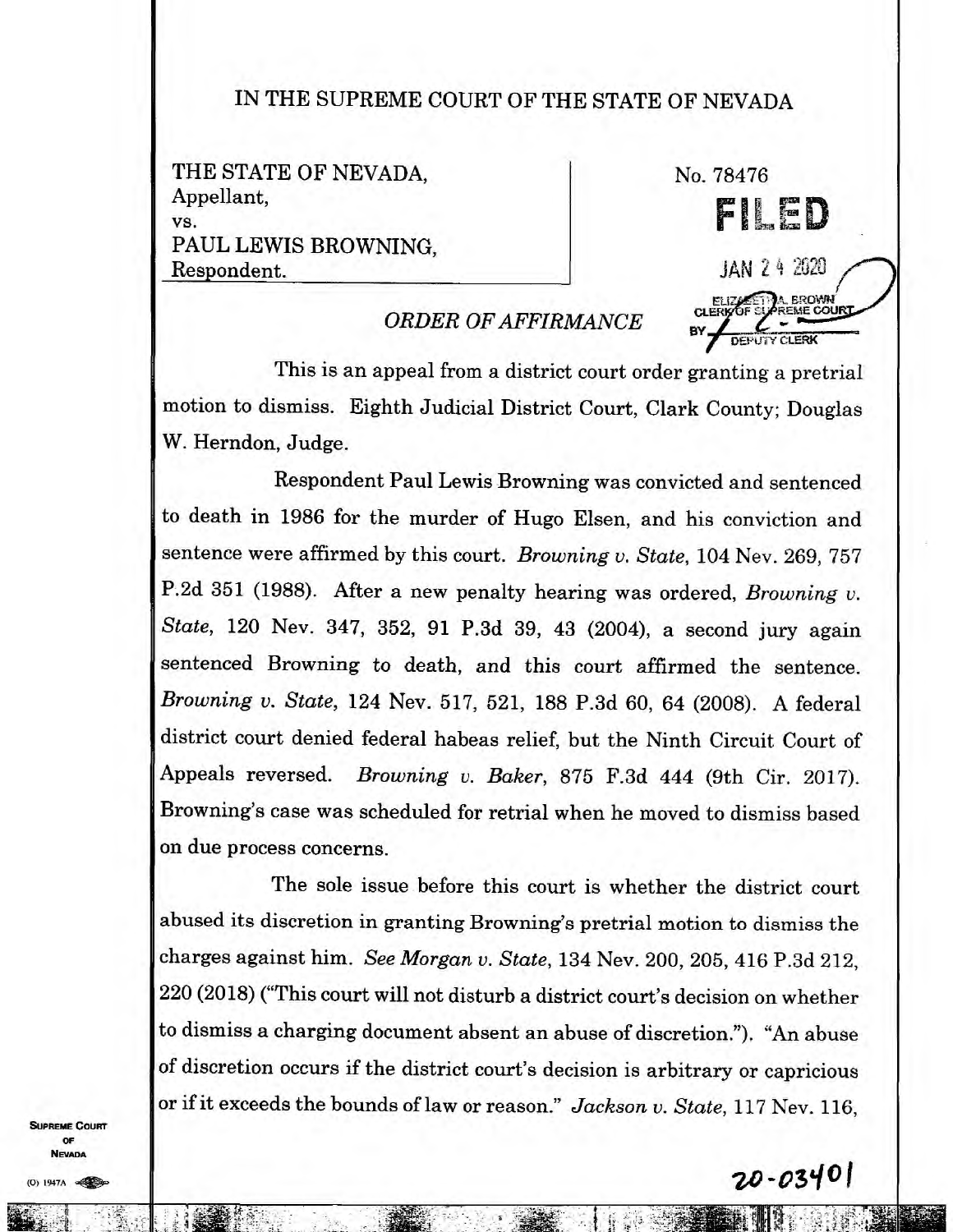# IN THE SUPREME COURT OF THE STATE OF NEVADA

THE STATE OF NEVADA,
Appellant,
vs.
PAUL LEWIS BROWNING,
Respondent.

No. 78476

**FILED**

JAN 24 2020

ELIZABETH A. BROWN
CLERK OF SUPREME COURT
BY DEPUTY CLERK

## *ORDER OF AFFIRMANCE*

This is an appeal from a district court order granting a pretrial motion to dismiss. Eighth Judicial District Court, Clark County; Douglas W. Herndon, Judge.

Respondent Paul Lewis Browning was convicted and sentenced to death in 1986 for the murder of Hugo Elsen, and his conviction and sentence were affirmed by this court. *Browning v. State*, 104 Nev. 269, 757 P.2d 351 (1988). After a new penalty hearing was ordered, *Browning v. State*, 120 Nev. 347, 352, 91 P.3d 39, 43 (2004), a second jury again sentenced Browning to death, and this court affirmed the sentence. *Browning v. State*, 124 Nev. 517, 521, 188 P.3d 60, 64 (2008). A federal district court denied federal habeas relief, but the Ninth Circuit Court of Appeals reversed. *Browning v. Baker*, 875 F.3d 444 (9th Cir. 2017). Browning's case was scheduled for retrial when he moved to dismiss based on due process concerns.

The sole issue before this court is whether the district court abused its discretion in granting Browning's pretrial motion to dismiss the charges against him. *See Morgan v. State*, 134 Nev. 200, 205, 416 P.3d 212, 220 (2018) ("This court will not disturb a district court's decision on whether to dismiss a charging document absent an abuse of discretion."). "An abuse of discretion occurs if the district court's decision is arbitrary or capricious or if it exceeds the bounds of law or reason." *Jackson v. State*, 117 Nev. 116,

20-03401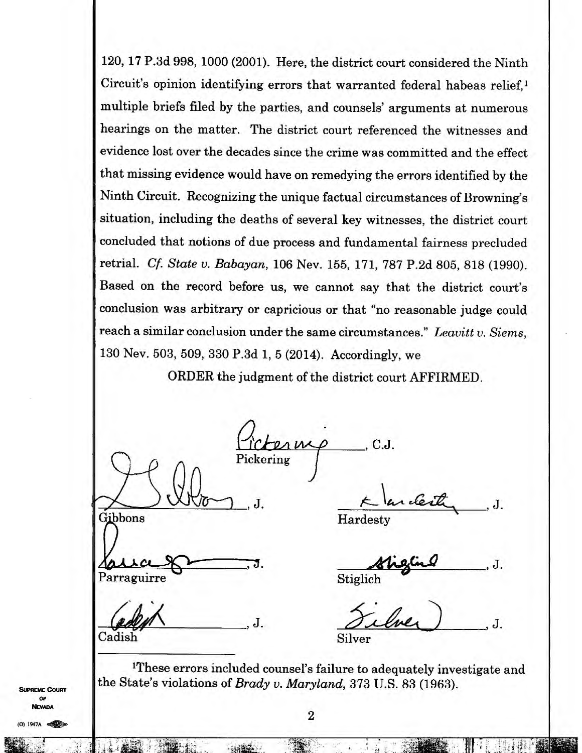120, 17 P.3d 998, 1000 (2001). Here, the district court considered the Ninth Circuit's opinion identifying errors that warranted federal habeas relief,[1] multiple briefs filed by the parties, and counsels' arguments at numerous hearings on the matter. The district court referenced the witnesses and evidence lost over the decades since the crime was committed and the effect that missing evidence would have on remedying the errors identified by the Ninth Circuit. Recognizing the unique factual circumstances of Browning's situation, including the deaths of several key witnesses, the district court concluded that notions of due process and fundamental fairness precluded retrial. *Cf. State v. Babayan*, 106 Nev. 155, 171, 787 P.2d 805, 818 (1990). Based on the record before us, we cannot say that the district court's conclusion was arbitrary or capricious or that "no reasonable judge could reach a similar conclusion under the same circumstances." *Leavitt v. Siems*, 130 Nev. 503, 509, 330 P.3d 1, 5 (2014). Accordingly, we

ORDER the judgment of the district court AFFIRMED.

_______________, C.J.
Pickering

_______________, J.
Gibbons

_______________, J.
Hardesty

_______________, J.
Parraguirre

_______________, J.
Stiglich

_______________, J.
Cadish

_______________, J.
Silver

---

[1]These errors included counsel's failure to adequately investigate and the State's violations of *Brady v. Maryland*, 373 U.S. 83 (1963).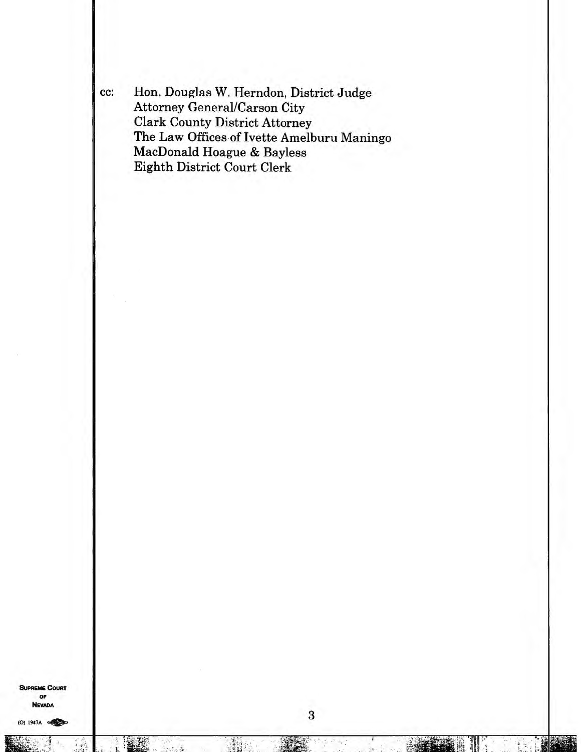cc: Hon. Douglas W. Herndon, District Judge
Attorney General/Carson City
Clark County District Attorney
The Law Offices of Ivette Amelburu Maningo
MacDonald Hoague & Bayless
Eighth District Court Clerk